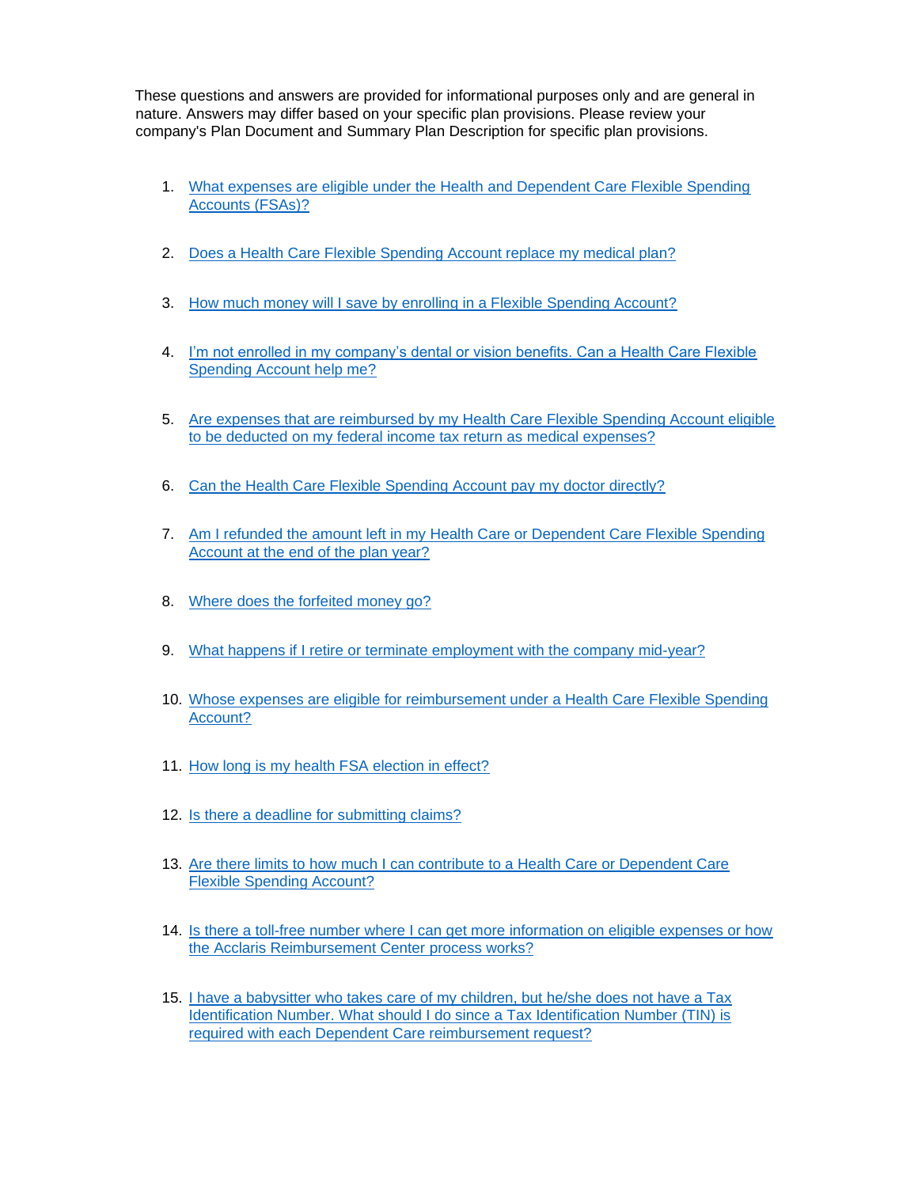These questions and answers are provided for informational purposes only and are general in nature. Answers may differ based on your specific plan provisions. Please review your company's Plan Document and Summary Plan Description for specific plan provisions.

1. What expenses are eligible under the Health and Dependent Care Flexible Spending Accounts (FSAs)?

2. Does a Health Care Flexible Spending Account replace my medical plan?

3. How much money will I save by enrolling in a Flexible Spending Account?

4. I'm not enrolled in my company's dental or vision benefits. Can a Health Care Flexible Spending Account help me?

5. Are expenses that are reimbursed by my Health Care Flexible Spending Account eligible to be deducted on my federal income tax return as medical expenses?

6. Can the Health Care Flexible Spending Account pay my doctor directly?

7. Am I refunded the amount left in my Health Care or Dependent Care Flexible Spending Account at the end of the plan year?

8. Where does the forfeited money go?

9. What happens if I retire or terminate employment with the company mid-year?

10. Whose expenses are eligible for reimbursement under a Health Care Flexible Spending Account?

11. How long is my health FSA election in effect?

12. Is there a deadline for submitting claims?

13. Are there limits to how much I can contribute to a Health Care or Dependent Care Flexible Spending Account?

14. Is there a toll-free number where I can get more information on eligible expenses or how the Acclaris Reimbursement Center process works?

15. I have a babysitter who takes care of my children, but he/she does not have a Tax Identification Number. What should I do since a Tax Identification Number (TIN) is required with each Dependent Care reimbursement request?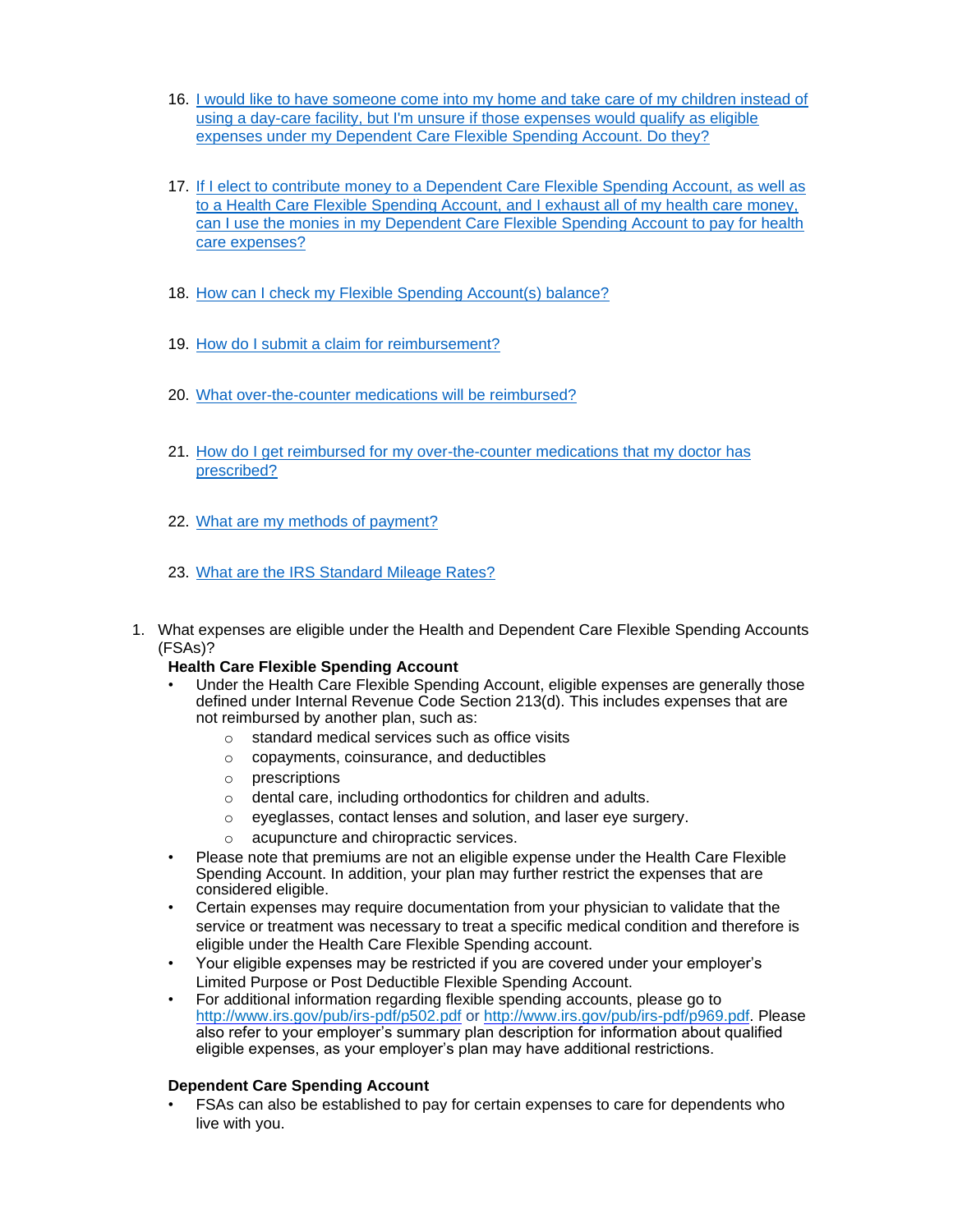16. [I would like to have someone come into my home and take care of my children instead of using a day-care facility, but I'm unsure if those expenses would qualify as eligible expenses under my Dependent Care Flexible Spending Account. Do they?]()

17. [If I elect to contribute money to a Dependent Care Flexible Spending Account, as well as to a Health Care Flexible Spending Account, and I exhaust all of my health care money, can I use the monies in my Dependent Care Flexible Spending Account to pay for health care expenses?]()

18. [How can I check my Flexible Spending Account(s) balance?]()

19. [How do I submit a claim for reimbursement?]()

20. [What over-the-counter medications will be reimbursed?]()

21. [How do I get reimbursed for my over-the-counter medications that my doctor has prescribed?]()

22. [What are my methods of payment?]()

23. [What are the IRS Standard Mileage Rates?]()

1. What expenses are eligible under the Health and Dependent Care Flexible Spending Accounts (FSAs)?

**Health Care Flexible Spending Account**

- Under the Health Care Flexible Spending Account, eligible expenses are generally those defined under Internal Revenue Code Section 213(d). This includes expenses that are not reimbursed by another plan, such as:
  - standard medical services such as office visits
  - copayments, coinsurance, and deductibles
  - prescriptions
  - dental care, including orthodontics for children and adults.
  - eyeglasses, contact lenses and solution, and laser eye surgery.
  - acupuncture and chiropractic services.
- Please note that premiums are not an eligible expense under the Health Care Flexible Spending Account. In addition, your plan may further restrict the expenses that are considered eligible.
- Certain expenses may require documentation from your physician to validate that the service or treatment was necessary to treat a specific medical condition and therefore is eligible under the Health Care Flexible Spending account.
- Your eligible expenses may be restricted if you are covered under your employer's Limited Purpose or Post Deductible Flexible Spending Account.
- For additional information regarding flexible spending accounts, please go to [http://www.irs.gov/pub/irs-pdf/p502.pdf](http://www.irs.gov/pub/irs-pdf/p502.pdf) or [http://www.irs.gov/pub/irs-pdf/p969.pdf](http://www.irs.gov/pub/irs-pdf/p969.pdf). Please also refer to your employer's summary plan description for information about qualified eligible expenses, as your employer's plan may have additional restrictions.

**Dependent Care Spending Account**

- FSAs can also be established to pay for certain expenses to care for dependents who live with you.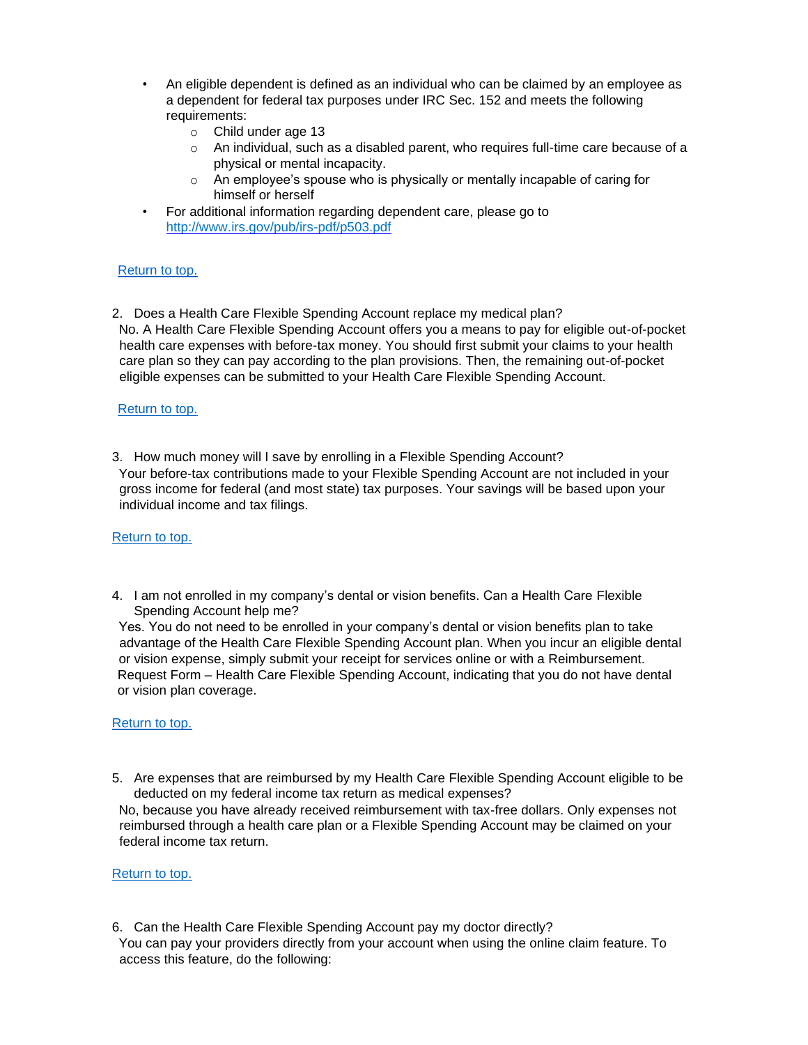- An eligible dependent is defined as an individual who can be claimed by an employee as a dependent for federal tax purposes under IRC Sec. 152 and meets the following requirements:
  - Child under age 13
  - An individual, such as a disabled parent, who requires full-time care because of a physical or mental incapacity.
  - An employee's spouse who is physically or mentally incapable of caring for himself or herself
- For additional information regarding dependent care, please go to http://www.irs.gov/pub/irs-pdf/p503.pdf

Return to top.

2. Does a Health Care Flexible Spending Account replace my medical plan?
No. A Health Care Flexible Spending Account offers you a means to pay for eligible out-of-pocket health care expenses with before-tax money. You should first submit your claims to your health care plan so they can pay according to the plan provisions. Then, the remaining out-of-pocket eligible expenses can be submitted to your Health Care Flexible Spending Account.

Return to top.

3. How much money will I save by enrolling in a Flexible Spending Account?
Your before-tax contributions made to your Flexible Spending Account are not included in your gross income for federal (and most state) tax purposes. Your savings will be based upon your individual income and tax filings.

Return to top.

4. I am not enrolled in my company's dental or vision benefits. Can a Health Care Flexible Spending Account help me?
Yes. You do not need to be enrolled in your company's dental or vision benefits plan to take advantage of the Health Care Flexible Spending Account plan. When you incur an eligible dental or vision expense, simply submit your receipt for services online or with a Reimbursement. Request Form – Health Care Flexible Spending Account, indicating that you do not have dental or vision plan coverage.

Return to top.

5. Are expenses that are reimbursed by my Health Care Flexible Spending Account eligible to be deducted on my federal income tax return as medical expenses?
No, because you have already received reimbursement with tax-free dollars. Only expenses not reimbursed through a health care plan or a Flexible Spending Account may be claimed on your federal income tax return.

Return to top.

6. Can the Health Care Flexible Spending Account pay my doctor directly?
You can pay your providers directly from your account when using the online claim feature. To access this feature, do the following: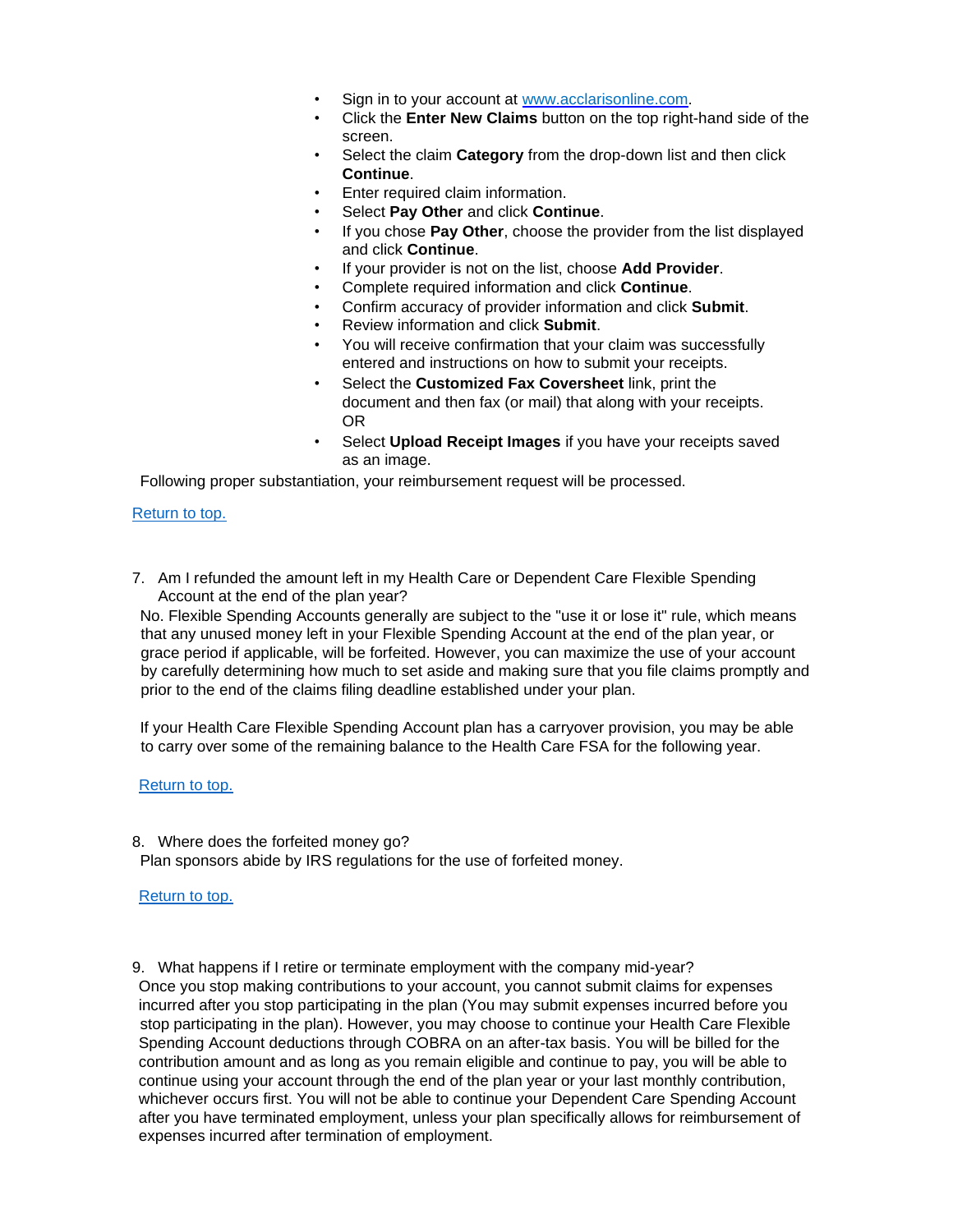- Sign in to your account at [www.acclarisonline.com](www.acclarisonline.com).
- Click the **Enter New Claims** button on the top right-hand side of the screen.
- Select the claim **Category** from the drop-down list and then click **Continue**.
- Enter required claim information.
- Select **Pay Other** and click **Continue**.
- If you chose **Pay Other**, choose the provider from the list displayed and click **Continue**.
- If your provider is not on the list, choose **Add Provider**.
- Complete required information and click **Continue**.
- Confirm accuracy of provider information and click **Submit**.
- Review information and click **Submit**.
- You will receive confirmation that your claim was successfully entered and instructions on how to submit your receipts.
- Select the **Customized Fax Coversheet** link, print the document and then fax (or mail) that along with your receipts.
  OR
- Select **Upload Receipt Images** if you have your receipts saved as an image.

Following proper substantiation, your reimbursement request will be processed.

Return to top.

7. Am I refunded the amount left in my Health Care or Dependent Care Flexible Spending Account at the end of the plan year?

No. Flexible Spending Accounts generally are subject to the "use it or lose it" rule, which means that any unused money left in your Flexible Spending Account at the end of the plan year, or grace period if applicable, will be forfeited. However, you can maximize the use of your account by carefully determining how much to set aside and making sure that you file claims promptly and prior to the end of the claims filing deadline established under your plan.

If your Health Care Flexible Spending Account plan has a carryover provision, you may be able to carry over some of the remaining balance to the Health Care FSA for the following year.

Return to top.

8. Where does the forfeited money go?

Plan sponsors abide by IRS regulations for the use of forfeited money.

Return to top.

9. What happens if I retire or terminate employment with the company mid-year?

Once you stop making contributions to your account, you cannot submit claims for expenses incurred after you stop participating in the plan (You may submit expenses incurred before you stop participating in the plan). However, you may choose to continue your Health Care Flexible Spending Account deductions through COBRA on an after-tax basis. You will be billed for the contribution amount and as long as you remain eligible and continue to pay, you will be able to continue using your account through the end of the plan year or your last monthly contribution, whichever occurs first. You will not be able to continue your Dependent Care Spending Account after you have terminated employment, unless your plan specifically allows for reimbursement of expenses incurred after termination of employment.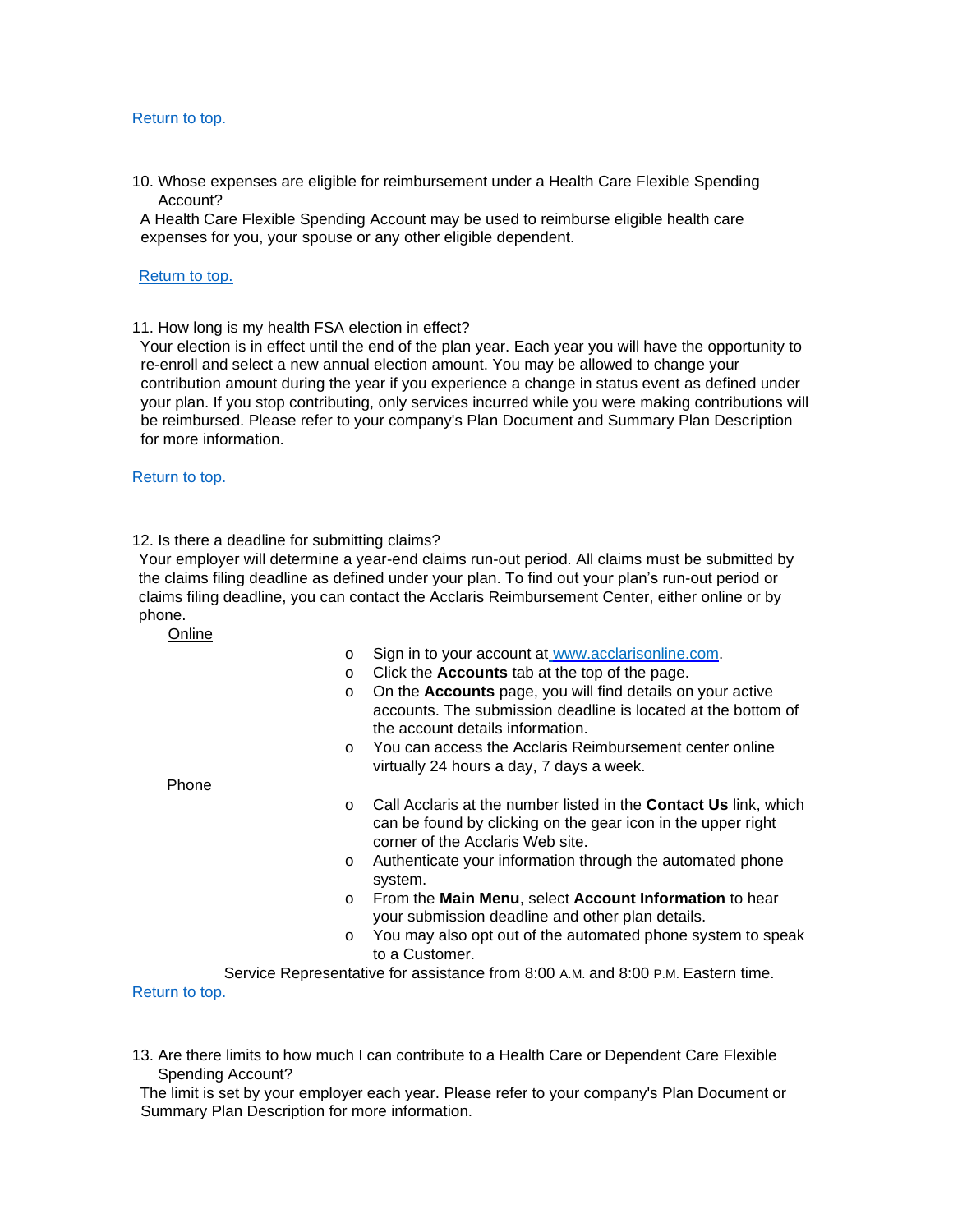[Return to top.](#)

10. Whose expenses are eligible for reimbursement under a Health Care Flexible Spending Account?

A Health Care Flexible Spending Account may be used to reimburse eligible health care expenses for you, your spouse or any other eligible dependent.

[Return to top.](#)

11. How long is my health FSA election in effect?

Your election is in effect until the end of the plan year. Each year you will have the opportunity to re-enroll and select a new annual election amount. You may be allowed to change your contribution amount during the year if you experience a change in status event as defined under your plan. If you stop contributing, only services incurred while you were making contributions will be reimbursed. Please refer to your company's Plan Document and Summary Plan Description for more information.

[Return to top.](#)

12. Is there a deadline for submitting claims?

Your employer will determine a year-end claims run-out period. All claims must be submitted by the claims filing deadline as defined under your plan. To find out your plan's run-out period or claims filing deadline, you can contact the Acclaris Reimbursement Center, either online or by phone.

Online

- Sign in to your account at [www.acclarisonline.com](http://www.acclarisonline.com).
- Click the **Accounts** tab at the top of the page.
- On the **Accounts** page, you will find details on your active accounts. The submission deadline is located at the bottom of the account details information.
- You can access the Acclaris Reimbursement center online virtually 24 hours a day, 7 days a week.

Phone

- Call Acclaris at the number listed in the **Contact Us** link, which can be found by clicking on the gear icon in the upper right corner of the Acclaris Web site.
- Authenticate your information through the automated phone system.
- From the **Main Menu**, select **Account Information** to hear your submission deadline and other plan details.
- You may also opt out of the automated phone system to speak to a Customer.

Service Representative for assistance from 8:00 A.M. and 8:00 P.M. Eastern time.

[Return to top.](#)

13. Are there limits to how much I can contribute to a Health Care or Dependent Care Flexible Spending Account?

The limit is set by your employer each year. Please refer to your company's Plan Document or Summary Plan Description for more information.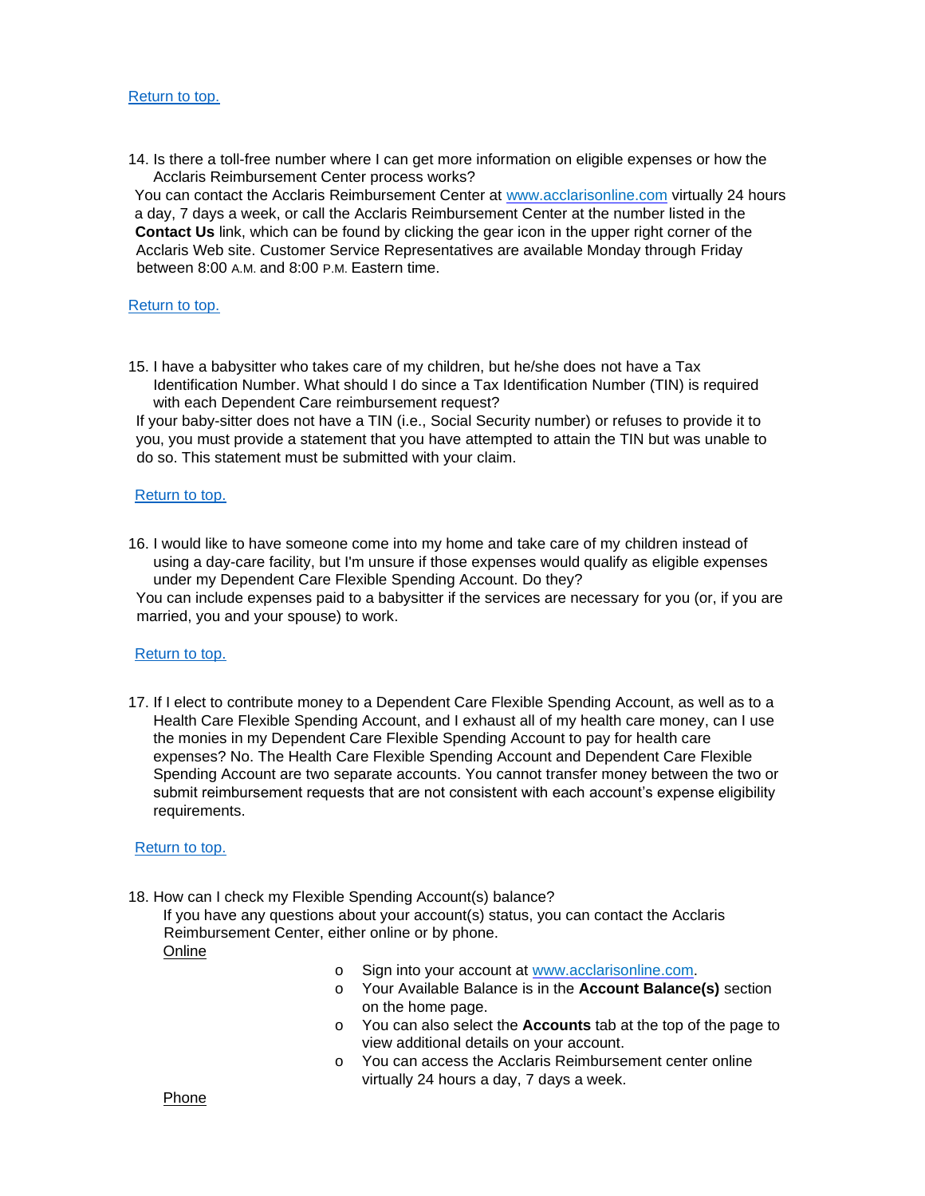[Return to top.]()

14. Is there a toll-free number where I can get more information on eligible expenses or how the Acclaris Reimbursement Center process works?

You can contact the Acclaris Reimbursement Center at [www.acclarisonline.com](http://www.acclarisonline.com) virtually 24 hours a day, 7 days a week, or call the Acclaris Reimbursement Center at the number listed in the **Contact Us** link, which can be found by clicking the gear icon in the upper right corner of the Acclaris Web site. Customer Service Representatives are available Monday through Friday between 8:00 A.M. and 8:00 P.M. Eastern time.

[Return to top.]()

15. I have a babysitter who takes care of my children, but he/she does not have a Tax Identification Number. What should I do since a Tax Identification Number (TIN) is required with each Dependent Care reimbursement request?

If your baby-sitter does not have a TIN (i.e., Social Security number) or refuses to provide it to you, you must provide a statement that you have attempted to attain the TIN but was unable to do so. This statement must be submitted with your claim.

[Return to top.]()

16. I would like to have someone come into my home and take care of my children instead of using a day-care facility, but I'm unsure if those expenses would qualify as eligible expenses under my Dependent Care Flexible Spending Account. Do they?

You can include expenses paid to a babysitter if the services are necessary for you (or, if you are married, you and your spouse) to work.

[Return to top.]()

17. If I elect to contribute money to a Dependent Care Flexible Spending Account, as well as to a Health Care Flexible Spending Account, and I exhaust all of my health care money, can I use the monies in my Dependent Care Flexible Spending Account to pay for health care expenses? No. The Health Care Flexible Spending Account and Dependent Care Flexible Spending Account are two separate accounts. You cannot transfer money between the two or submit reimbursement requests that are not consistent with each account's expense eligibility requirements.

[Return to top.]()

18. How can I check my Flexible Spending Account(s) balance?

If you have any questions about your account(s) status, you can contact the Acclaris Reimbursement Center, either online or by phone.

Online

- Sign into your account at [www.acclarisonline.com](http://www.acclarisonline.com).
- Your Available Balance is in the **Account Balance(s)** section on the home page.
- You can also select the **Accounts** tab at the top of the page to view additional details on your account.
- You can access the Acclaris Reimbursement center online virtually 24 hours a day, 7 days a week.

Phone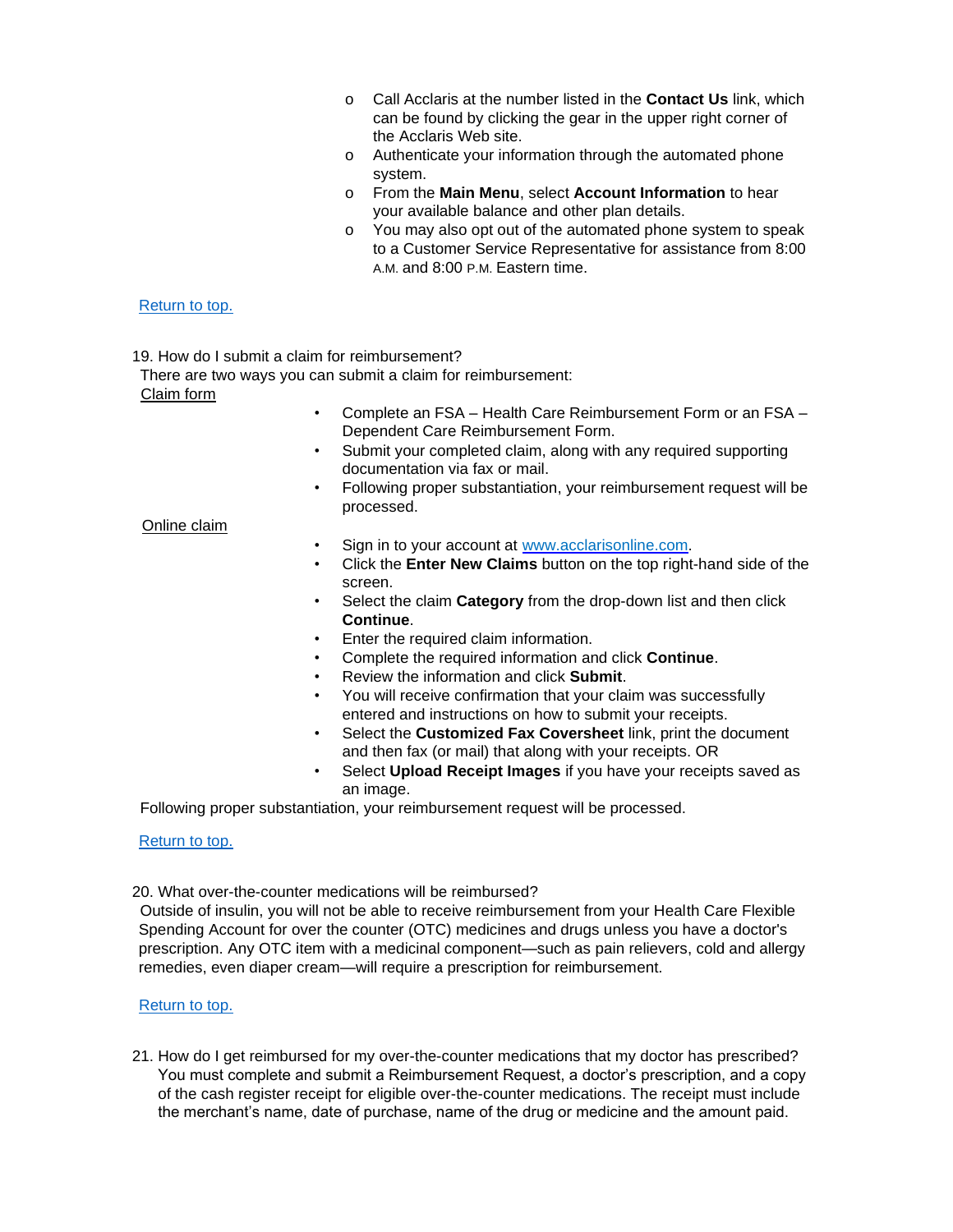- Call Acclaris at the number listed in the **Contact Us** link, which can be found by clicking the gear in the upper right corner of the Acclaris Web site.
- Authenticate your information through the automated phone system.
- From the **Main Menu**, select **Account Information** to hear your available balance and other plan details.
- You may also opt out of the automated phone system to speak to a Customer Service Representative for assistance from 8:00 A.M. and 8:00 P.M. Eastern time.

Return to top.

19. How do I submit a claim for reimbursement?

There are two ways you can submit a claim for reimbursement:

Claim form

- Complete an FSA – Health Care Reimbursement Form or an FSA – Dependent Care Reimbursement Form.
- Submit your completed claim, along with any required supporting documentation via fax or mail.
- Following proper substantiation, your reimbursement request will be processed.

Online claim

- Sign in to your account at www.acclarisonline.com.
- Click the **Enter New Claims** button on the top right-hand side of the screen.
- Select the claim **Category** from the drop-down list and then click **Continue**.
- Enter the required claim information.
- Complete the required information and click **Continue**.
- Review the information and click **Submit**.
- You will receive confirmation that your claim was successfully entered and instructions on how to submit your receipts.
- Select the **Customized Fax Coversheet** link, print the document and then fax (or mail) that along with your receipts. OR
- Select **Upload Receipt Images** if you have your receipts saved as an image.

Following proper substantiation, your reimbursement request will be processed.

Return to top.

20. What over-the-counter medications will be reimbursed?

Outside of insulin, you will not be able to receive reimbursement from your Health Care Flexible Spending Account for over the counter (OTC) medicines and drugs unless you have a doctor's prescription. Any OTC item with a medicinal component—such as pain relievers, cold and allergy remedies, even diaper cream—will require a prescription for reimbursement.

Return to top.

21. How do I get reimbursed for my over-the-counter medications that my doctor has prescribed?

You must complete and submit a Reimbursement Request, a doctor's prescription, and a copy of the cash register receipt for eligible over-the-counter medications. The receipt must include the merchant's name, date of purchase, name of the drug or medicine and the amount paid.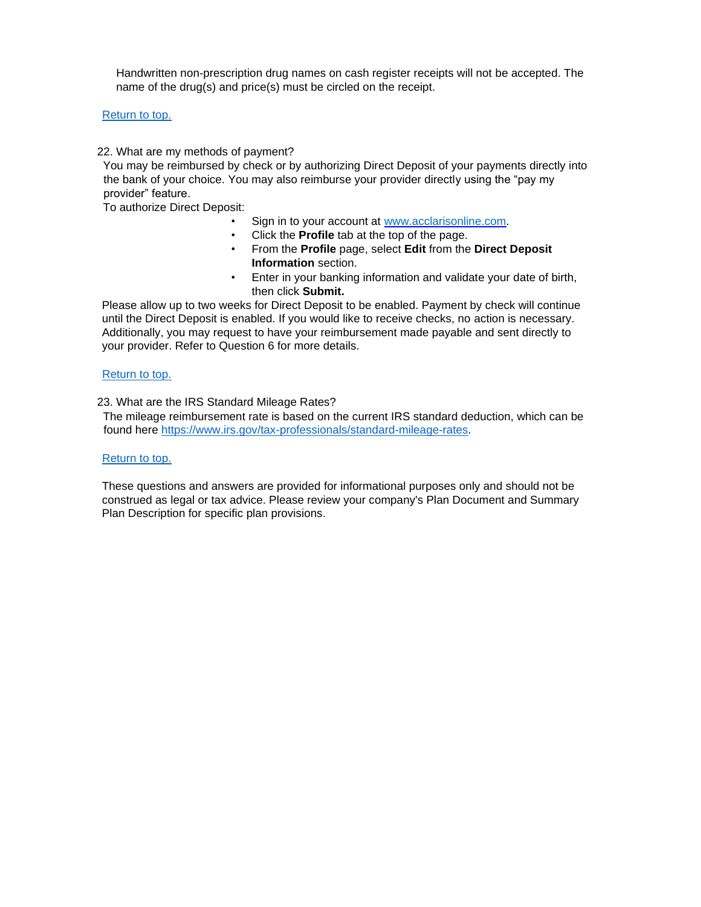Handwritten non-prescription drug names on cash register receipts will not be accepted. The name of the drug(s) and price(s) must be circled on the receipt.

Return to top.

22. What are my methods of payment?

You may be reimbursed by check or by authorizing Direct Deposit of your payments directly into the bank of your choice. You may also reimburse your provider directly using the "pay my provider" feature.

To authorize Direct Deposit:

- Sign in to your account at www.acclarisonline.com.
- Click the **Profile** tab at the top of the page.
- From the **Profile** page, select **Edit** from the **Direct Deposit Information** section.
- Enter in your banking information and validate your date of birth, then click **Submit.**

Please allow up to two weeks for Direct Deposit to be enabled. Payment by check will continue until the Direct Deposit is enabled. If you would like to receive checks, no action is necessary. Additionally, you may request to have your reimbursement made payable and sent directly to your provider. Refer to Question 6 for more details.

Return to top.

23. What are the IRS Standard Mileage Rates?

The mileage reimbursement rate is based on the current IRS standard deduction, which can be found here https://www.irs.gov/tax-professionals/standard-mileage-rates.

Return to top.

These questions and answers are provided for informational purposes only and should not be construed as legal or tax advice. Please review your company's Plan Document and Summary Plan Description for specific plan provisions.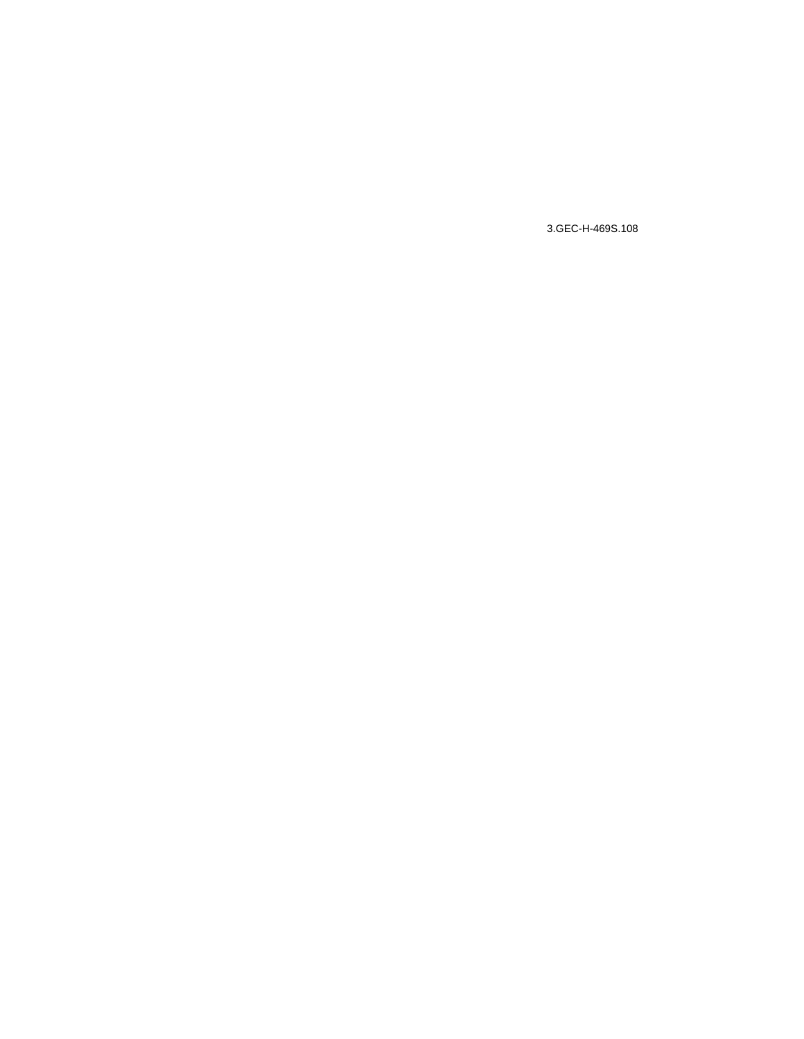3.GEC-H-469S.108